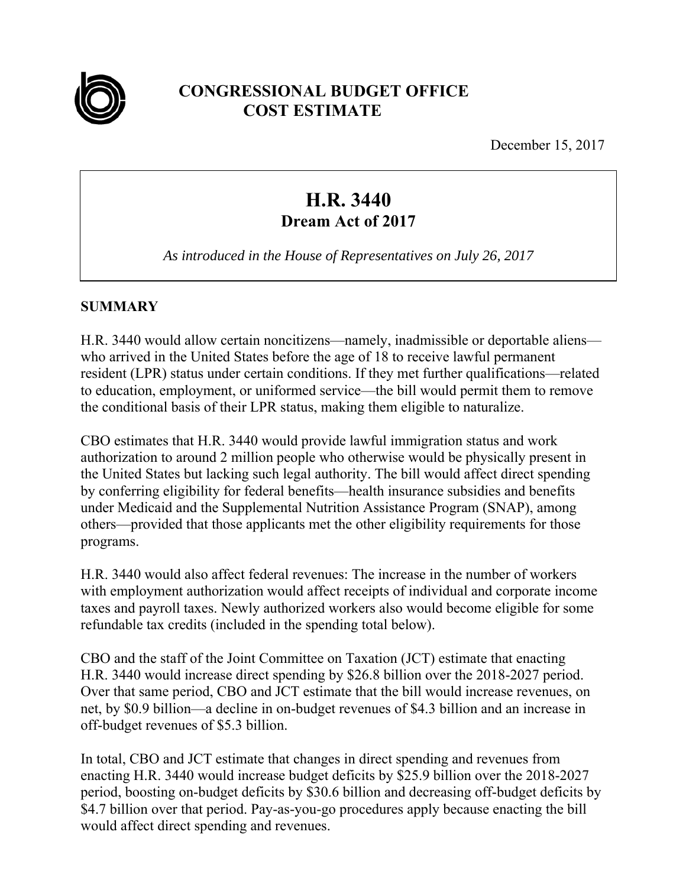# CONGRESSIONAL BUDGET OFFICE
# COST ESTIMATE

December 15, 2017

## H.R. 3440
### Dream Act of 2017

*As introduced in the House of Representatives on July 26, 2017*

## SUMMARY

H.R. 3440 would allow certain noncitizens—namely, inadmissible or deportable aliens—who arrived in the United States before the age of 18 to receive lawful permanent resident (LPR) status under certain conditions. If they met further qualifications—related to education, employment, or uniformed service—the bill would permit them to remove the conditional basis of their LPR status, making them eligible to naturalize.

CBO estimates that H.R. 3440 would provide lawful immigration status and work authorization to around 2 million people who otherwise would be physically present in the United States but lacking such legal authority. The bill would affect direct spending by conferring eligibility for federal benefits—health insurance subsidies and benefits under Medicaid and the Supplemental Nutrition Assistance Program (SNAP), among others—provided that those applicants met the other eligibility requirements for those programs.

H.R. 3440 would also affect federal revenues: The increase in the number of workers with employment authorization would affect receipts of individual and corporate income taxes and payroll taxes. Newly authorized workers also would become eligible for some refundable tax credits (included in the spending total below).

CBO and the staff of the Joint Committee on Taxation (JCT) estimate that enacting H.R. 3440 would increase direct spending by $26.8 billion over the 2018-2027 period. Over that same period, CBO and JCT estimate that the bill would increase revenues, on net, by $0.9 billion—a decline in on-budget revenues of $4.3 billion and an increase in off-budget revenues of $5.3 billion.

In total, CBO and JCT estimate that changes in direct spending and revenues from enacting H.R. 3440 would increase budget deficits by $25.9 billion over the 2018-2027 period, boosting on-budget deficits by $30.6 billion and decreasing off-budget deficits by $4.7 billion over that period. Pay-as-you-go procedures apply because enacting the bill would affect direct spending and revenues.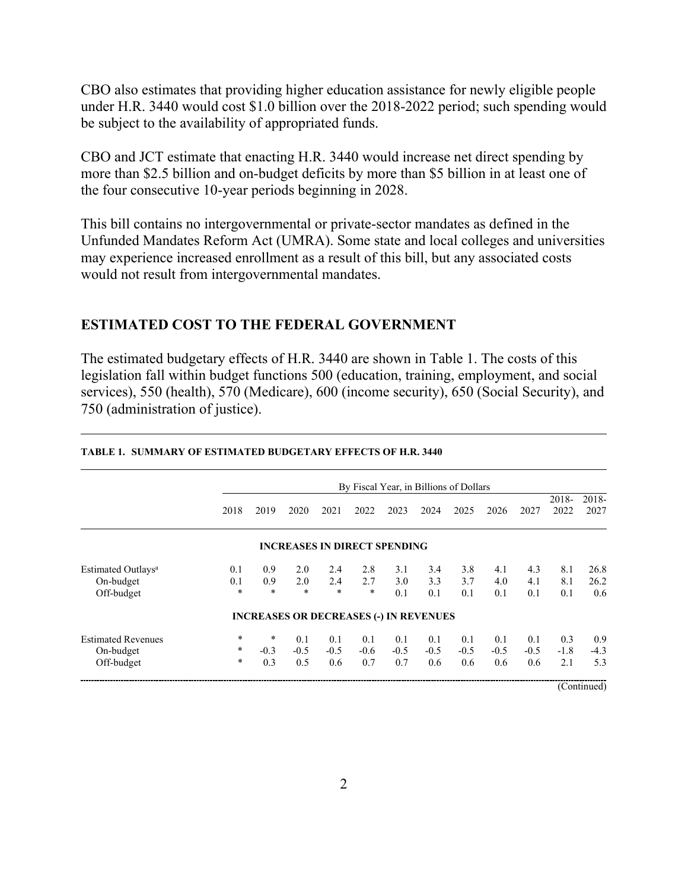CBO also estimates that providing higher education assistance for newly eligible people under H.R. 3440 would cost $1.0 billion over the 2018-2022 period; such spending would be subject to the availability of appropriated funds.

CBO and JCT estimate that enacting H.R. 3440 would increase net direct spending by more than $2.5 billion and on-budget deficits by more than $5 billion in at least one of the four consecutive 10-year periods beginning in 2028.

This bill contains no intergovernmental or private-sector mandates as defined in the Unfunded Mandates Reform Act (UMRA). Some state and local colleges and universities may experience increased enrollment as a result of this bill, but any associated costs would not result from intergovernmental mandates.

## ESTIMATED COST TO THE FEDERAL GOVERNMENT

The estimated budgetary effects of H.R. 3440 are shown in Table 1. The costs of this legislation fall within budget functions 500 (education, training, employment, and social services), 550 (health), 570 (Medicare), 600 (income security), 650 (Social Security), and 750 (administration of justice).

**TABLE 1. SUMMARY OF ESTIMATED BUDGETARY EFFECTS OF H.R. 3440**

| | By Fiscal Year, in Billions of Dollars | | | | | | | | | | | |
|---|---|---|---|---|---|---|---|---|---|---|---|---|
| | 2018 | 2019 | 2020 | 2021 | 2022 | 2023 | 2024 | 2025 | 2026 | 2027 | 2018-2022 | 2018-2027 |
| **INCREASES IN DIRECT SPENDING** | | | | | | | | | | | | |
| Estimated Outlays[a] | 0.1 | 0.9 | 2.0 | 2.4 | 2.8 | 3.1 | 3.4 | 3.8 | 4.1 | 4.3 | 8.1 | 26.8 |
| On-budget | 0.1 | 0.9 | 2.0 | 2.4 | 2.7 | 3.0 | 3.3 | 3.7 | 4.0 | 4.1 | 8.1 | 26.2 |
| Off-budget | * | * | * | * | * | 0.1 | 0.1 | 0.1 | 0.1 | 0.1 | 0.1 | 0.6 |
| **INCREASES OR DECREASES (-) IN REVENUES** | | | | | | | | | | | | |
| Estimated Revenues | * | * | 0.1 | 0.1 | 0.1 | 0.1 | 0.1 | 0.1 | 0.1 | 0.1 | 0.3 | 0.9 |
| On-budget | * | -0.3 | -0.5 | -0.5 | -0.6 | -0.5 | -0.5 | -0.5 | -0.5 | -0.5 | -1.8 | -4.3 |
| Off-budget | * | 0.3 | 0.5 | 0.6 | 0.7 | 0.7 | 0.6 | 0.6 | 0.6 | 0.6 | 2.1 | 5.3 |

(Continued)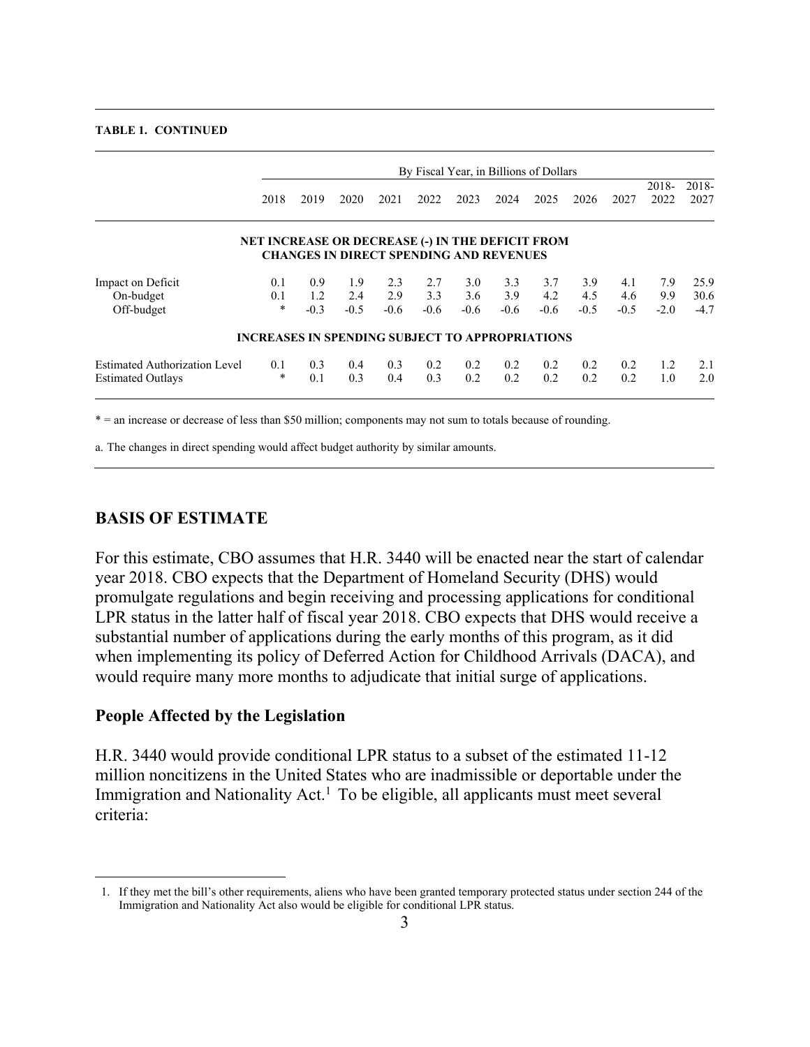**TABLE 1. CONTINUED**

| | By Fiscal Year, in Billions of Dollars | | | | | | | | | | | |
|---|---|---|---|---|---|---|---|---|---|---|---|---|
| | 2018 | 2019 | 2020 | 2021 | 2022 | 2023 | 2024 | 2025 | 2026 | 2027 | 2018-2022 | 2018-2027 |
| **NET INCREASE OR DECREASE (-) IN THE DEFICIT FROM CHANGES IN DIRECT SPENDING AND REVENUES** | | | | | | | | | | | | |
| Impact on Deficit | 0.1 | 0.9 | 1.9 | 2.3 | 2.7 | 3.0 | 3.3 | 3.7 | 3.9 | 4.1 | 7.9 | 25.9 |
| On-budget | 0.1 | 1.2 | 2.4 | 2.9 | 3.3 | 3.6 | 3.9 | 4.2 | 4.5 | 4.6 | 9.9 | 30.6 |
| Off-budget | * | -0.3 | -0.5 | -0.6 | -0.6 | -0.6 | -0.6 | -0.6 | -0.5 | -0.5 | -2.0 | -4.7 |
| **INCREASES IN SPENDING SUBJECT TO APPROPRIATIONS** | | | | | | | | | | | | |
| Estimated Authorization Level | 0.1 | 0.3 | 0.4 | 0.3 | 0.2 | 0.2 | 0.2 | 0.2 | 0.2 | 0.2 | 1.2 | 2.1 |
| Estimated Outlays | * | 0.1 | 0.3 | 0.4 | 0.3 | 0.2 | 0.2 | 0.2 | 0.2 | 0.2 | 1.0 | 2.0 |

* = an increase or decrease of less than $50 million; components may not sum to totals because of rounding.

a. The changes in direct spending would affect budget authority by similar amounts.

## BASIS OF ESTIMATE

For this estimate, CBO assumes that H.R. 3440 will be enacted near the start of calendar year 2018. CBO expects that the Department of Homeland Security (DHS) would promulgate regulations and begin receiving and processing applications for conditional LPR status in the latter half of fiscal year 2018. CBO expects that DHS would receive a substantial number of applications during the early months of this program, as it did when implementing its policy of Deferred Action for Childhood Arrivals (DACA), and would require many more months to adjudicate that initial surge of applications.

### People Affected by the Legislation

H.R. 3440 would provide conditional LPR status to a subset of the estimated 11-12 million noncitizens in the United States who are inadmissible or deportable under the Immigration and Nationality Act.[1] To be eligible, all applicants must meet several criteria:

1. If they met the bill's other requirements, aliens who have been granted temporary protected status under section 244 of the Immigration and Nationality Act also would be eligible for conditional LPR status.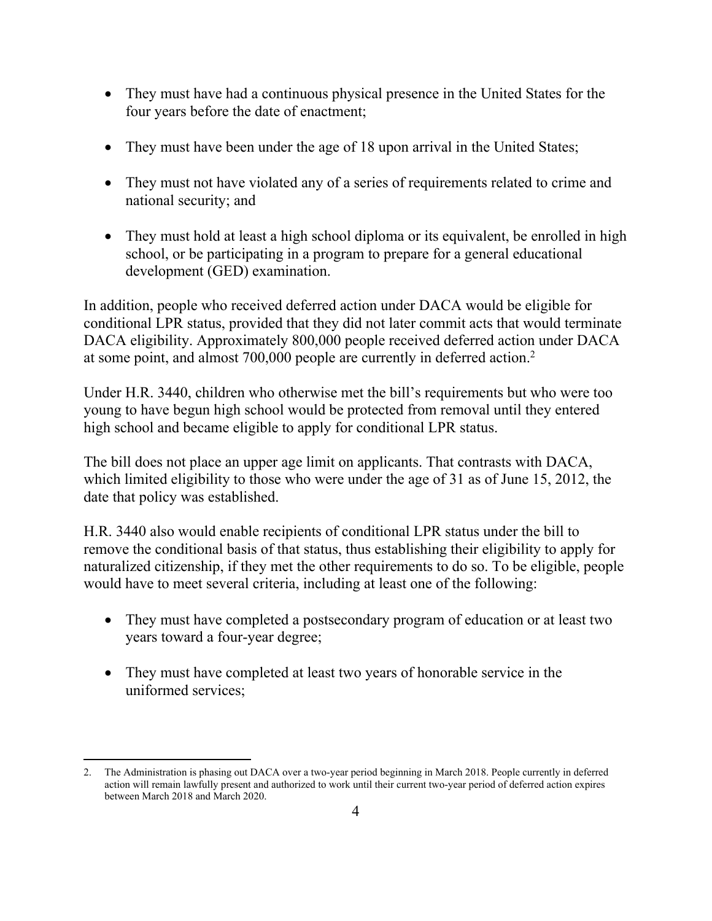- They must have had a continuous physical presence in the United States for the four years before the date of enactment;

- They must have been under the age of 18 upon arrival in the United States;

- They must not have violated any of a series of requirements related to crime and national security; and

- They must hold at least a high school diploma or its equivalent, be enrolled in high school, or be participating in a program to prepare for a general educational development (GED) examination.

In addition, people who received deferred action under DACA would be eligible for conditional LPR status, provided that they did not later commit acts that would terminate DACA eligibility. Approximately 800,000 people received deferred action under DACA at some point, and almost 700,000 people are currently in deferred action.[2]

Under H.R. 3440, children who otherwise met the bill's requirements but who were too young to have begun high school would be protected from removal until they entered high school and became eligible to apply for conditional LPR status.

The bill does not place an upper age limit on applicants. That contrasts with DACA, which limited eligibility to those who were under the age of 31 as of June 15, 2012, the date that policy was established.

H.R. 3440 also would enable recipients of conditional LPR status under the bill to remove the conditional basis of that status, thus establishing their eligibility to apply for naturalized citizenship, if they met the other requirements to do so. To be eligible, people would have to meet several criteria, including at least one of the following:

- They must have completed a postsecondary program of education or at least two years toward a four-year degree;

- They must have completed at least two years of honorable service in the uniformed services;

2. The Administration is phasing out DACA over a two-year period beginning in March 2018. People currently in deferred action will remain lawfully present and authorized to work until their current two-year period of deferred action expires between March 2018 and March 2020.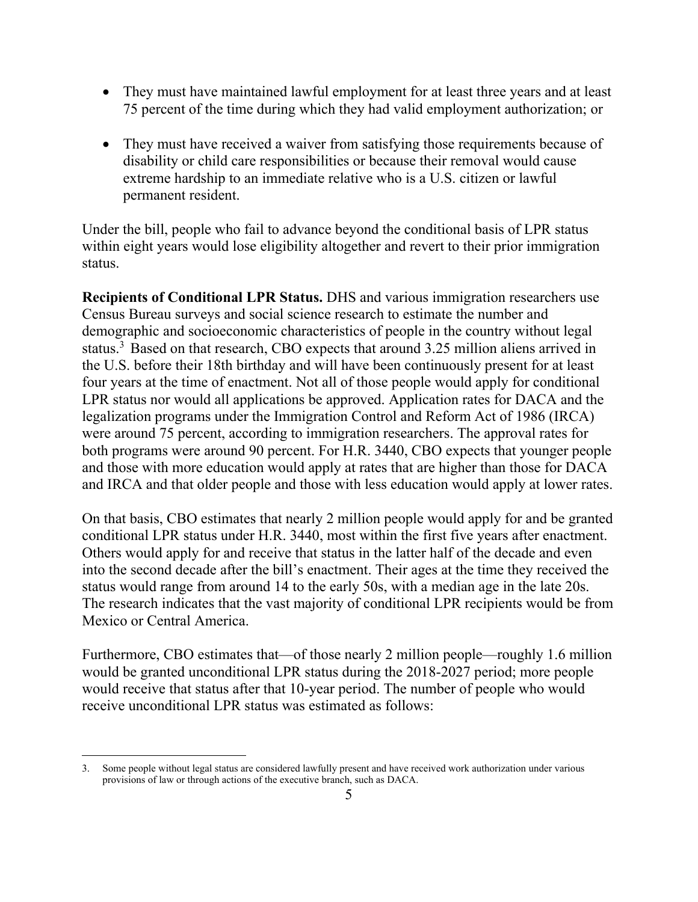- They must have maintained lawful employment for at least three years and at least 75 percent of the time during which they had valid employment authorization; or

- They must have received a waiver from satisfying those requirements because of disability or child care responsibilities or because their removal would cause extreme hardship to an immediate relative who is a U.S. citizen or lawful permanent resident.

Under the bill, people who fail to advance beyond the conditional basis of LPR status within eight years would lose eligibility altogether and revert to their prior immigration status.

**Recipients of Conditional LPR Status.** DHS and various immigration researchers use Census Bureau surveys and social science research to estimate the number and demographic and socioeconomic characteristics of people in the country without legal status.[3] Based on that research, CBO expects that around 3.25 million aliens arrived in the U.S. before their 18th birthday and will have been continuously present for at least four years at the time of enactment. Not all of those people would apply for conditional LPR status nor would all applications be approved. Application rates for DACA and the legalization programs under the Immigration Control and Reform Act of 1986 (IRCA) were around 75 percent, according to immigration researchers. The approval rates for both programs were around 90 percent. For H.R. 3440, CBO expects that younger people and those with more education would apply at rates that are higher than those for DACA and IRCA and that older people and those with less education would apply at lower rates.

On that basis, CBO estimates that nearly 2 million people would apply for and be granted conditional LPR status under H.R. 3440, most within the first five years after enactment. Others would apply for and receive that status in the latter half of the decade and even into the second decade after the bill's enactment. Their ages at the time they received the status would range from around 14 to the early 50s, with a median age in the late 20s. The research indicates that the vast majority of conditional LPR recipients would be from Mexico or Central America.

Furthermore, CBO estimates that—of those nearly 2 million people—roughly 1.6 million would be granted unconditional LPR status during the 2018-2027 period; more people would receive that status after that 10-year period. The number of people who would receive unconditional LPR status was estimated as follows:

3. Some people without legal status are considered lawfully present and have received work authorization under various provisions of law or through actions of the executive branch, such as DACA.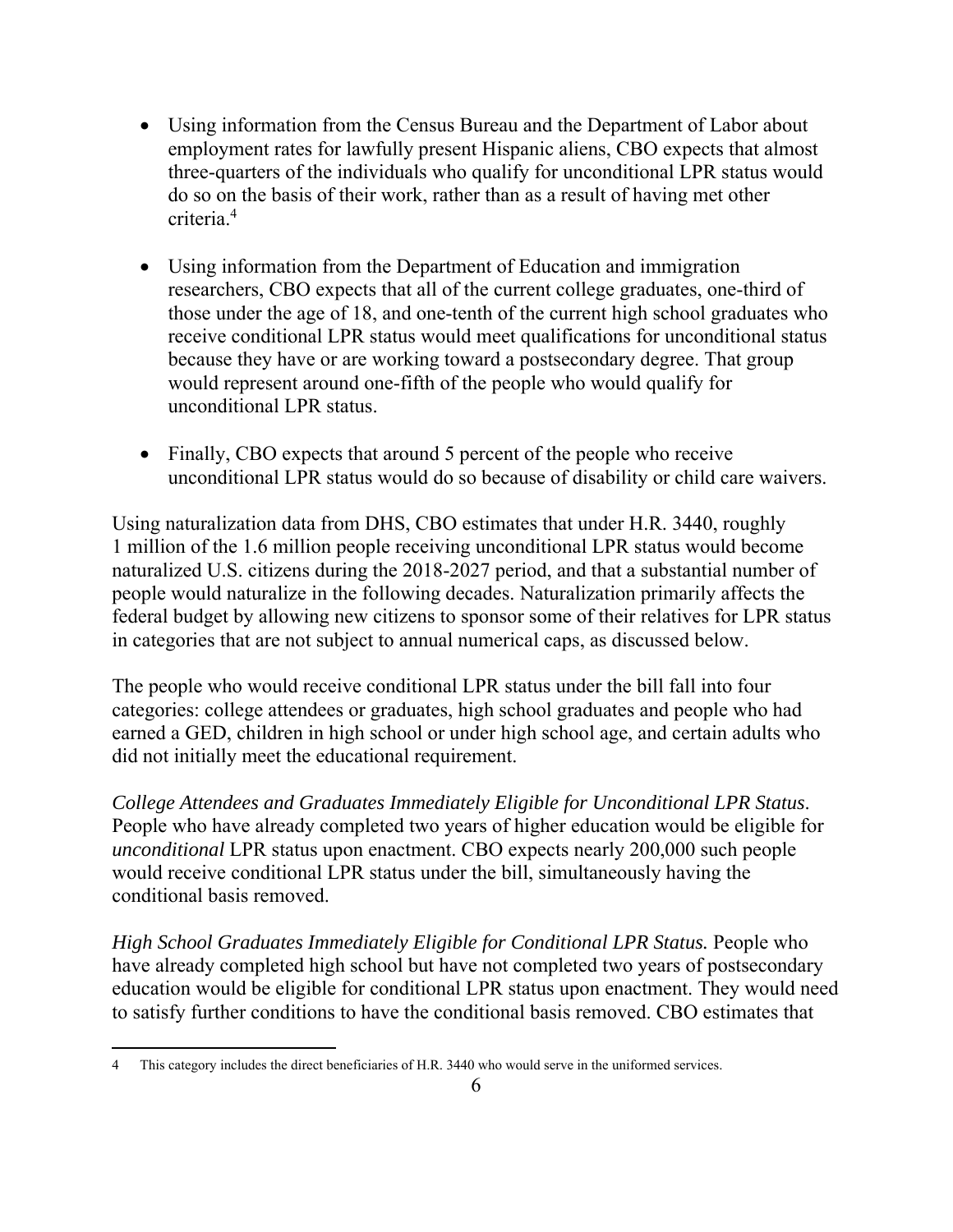- Using information from the Census Bureau and the Department of Labor about employment rates for lawfully present Hispanic aliens, CBO expects that almost three-quarters of the individuals who qualify for unconditional LPR status would do so on the basis of their work, rather than as a result of having met other criteria.[4]

- Using information from the Department of Education and immigration researchers, CBO expects that all of the current college graduates, one-third of those under the age of 18, and one-tenth of the current high school graduates who receive conditional LPR status would meet qualifications for unconditional status because they have or are working toward a postsecondary degree. That group would represent around one-fifth of the people who would qualify for unconditional LPR status.

- Finally, CBO expects that around 5 percent of the people who receive unconditional LPR status would do so because of disability or child care waivers.

Using naturalization data from DHS, CBO estimates that under H.R. 3440, roughly 1 million of the 1.6 million people receiving unconditional LPR status would become naturalized U.S. citizens during the 2018-2027 period, and that a substantial number of people would naturalize in the following decades. Naturalization primarily affects the federal budget by allowing new citizens to sponsor some of their relatives for LPR status in categories that are not subject to annual numerical caps, as discussed below.

The people who would receive conditional LPR status under the bill fall into four categories: college attendees or graduates, high school graduates and people who had earned a GED, children in high school or under high school age, and certain adults who did not initially meet the educational requirement.

*College Attendees and Graduates Immediately Eligible for Unconditional LPR Status*. People who have already completed two years of higher education would be eligible for *unconditional* LPR status upon enactment. CBO expects nearly 200,000 such people would receive conditional LPR status under the bill, simultaneously having the conditional basis removed.

*High School Graduates Immediately Eligible for Conditional LPR Status.* People who have already completed high school but have not completed two years of postsecondary education would be eligible for conditional LPR status upon enactment. They would need to satisfy further conditions to have the conditional basis removed. CBO estimates that

[4] This category includes the direct beneficiaries of H.R. 3440 who would serve in the uniformed services.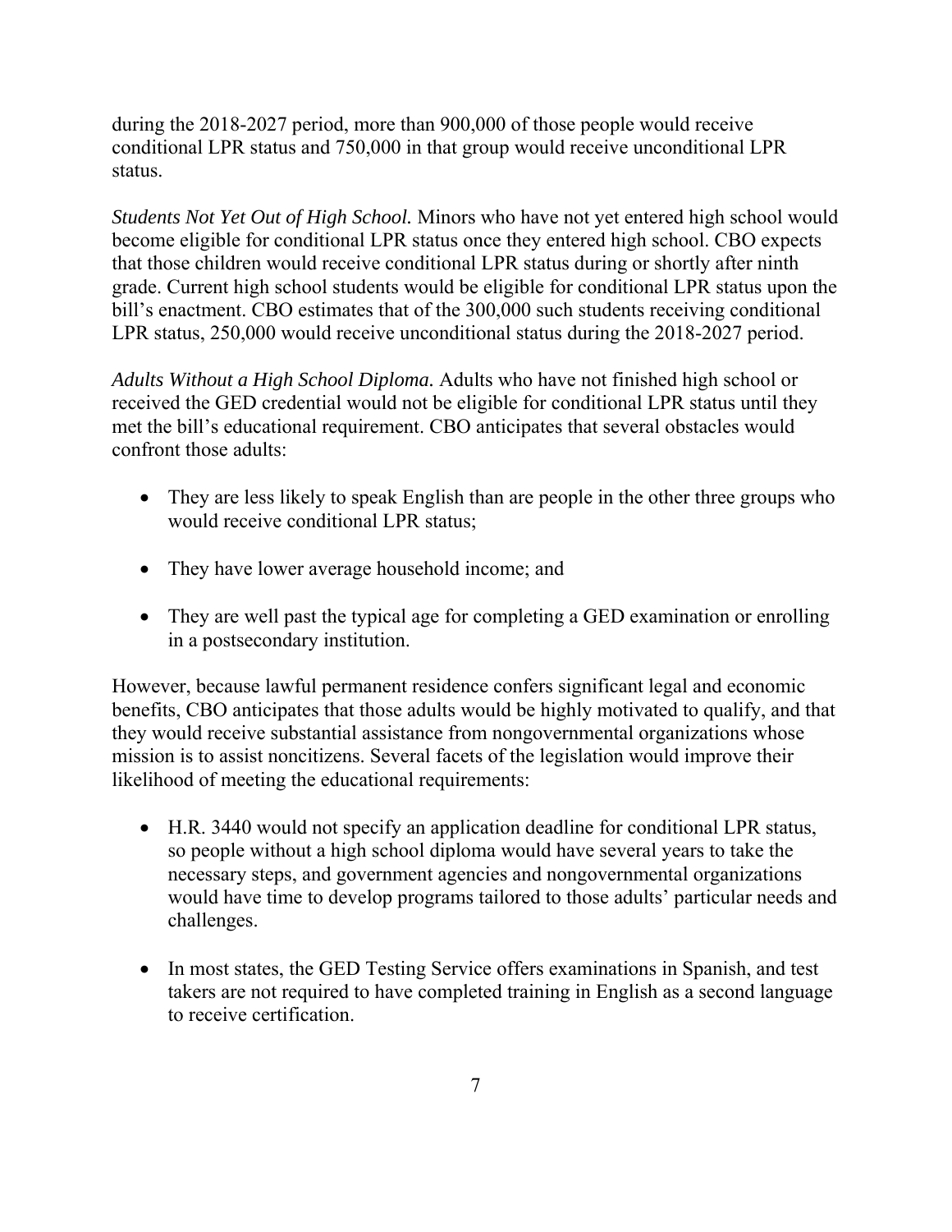during the 2018-2027 period, more than 900,000 of those people would receive conditional LPR status and 750,000 in that group would receive unconditional LPR status.

*Students Not Yet Out of High School.* Minors who have not yet entered high school would become eligible for conditional LPR status once they entered high school. CBO expects that those children would receive conditional LPR status during or shortly after ninth grade. Current high school students would be eligible for conditional LPR status upon the bill's enactment. CBO estimates that of the 300,000 such students receiving conditional LPR status, 250,000 would receive unconditional status during the 2018-2027 period.

*Adults Without a High School Diploma.* Adults who have not finished high school or received the GED credential would not be eligible for conditional LPR status until they met the bill's educational requirement. CBO anticipates that several obstacles would confront those adults:

- They are less likely to speak English than are people in the other three groups who would receive conditional LPR status;
- They have lower average household income; and
- They are well past the typical age for completing a GED examination or enrolling in a postsecondary institution.

However, because lawful permanent residence confers significant legal and economic benefits, CBO anticipates that those adults would be highly motivated to qualify, and that they would receive substantial assistance from nongovernmental organizations whose mission is to assist noncitizens. Several facets of the legislation would improve their likelihood of meeting the educational requirements:

- H.R. 3440 would not specify an application deadline for conditional LPR status, so people without a high school diploma would have several years to take the necessary steps, and government agencies and nongovernmental organizations would have time to develop programs tailored to those adults' particular needs and challenges.
- In most states, the GED Testing Service offers examinations in Spanish, and test takers are not required to have completed training in English as a second language to receive certification.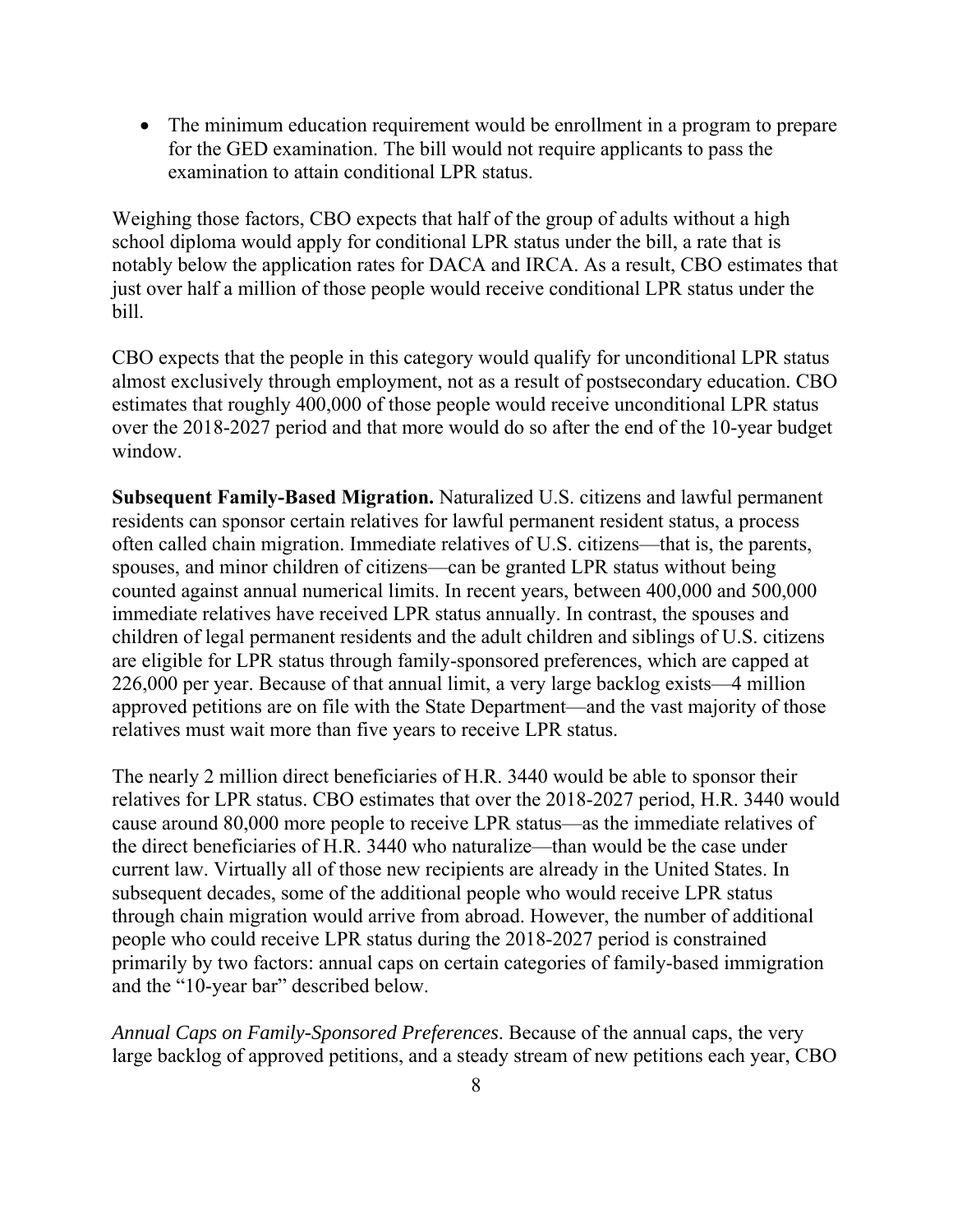- The minimum education requirement would be enrollment in a program to prepare for the GED examination. The bill would not require applicants to pass the examination to attain conditional LPR status.

Weighing those factors, CBO expects that half of the group of adults without a high school diploma would apply for conditional LPR status under the bill, a rate that is notably below the application rates for DACA and IRCA. As a result, CBO estimates that just over half a million of those people would receive conditional LPR status under the bill.

CBO expects that the people in this category would qualify for unconditional LPR status almost exclusively through employment, not as a result of postsecondary education. CBO estimates that roughly 400,000 of those people would receive unconditional LPR status over the 2018-2027 period and that more would do so after the end of the 10-year budget window.

**Subsequent Family-Based Migration.** Naturalized U.S. citizens and lawful permanent residents can sponsor certain relatives for lawful permanent resident status, a process often called chain migration. Immediate relatives of U.S. citizens—that is, the parents, spouses, and minor children of citizens—can be granted LPR status without being counted against annual numerical limits. In recent years, between 400,000 and 500,000 immediate relatives have received LPR status annually. In contrast, the spouses and children of legal permanent residents and the adult children and siblings of U.S. citizens are eligible for LPR status through family-sponsored preferences, which are capped at 226,000 per year. Because of that annual limit, a very large backlog exists—4 million approved petitions are on file with the State Department—and the vast majority of those relatives must wait more than five years to receive LPR status.

The nearly 2 million direct beneficiaries of H.R. 3440 would be able to sponsor their relatives for LPR status. CBO estimates that over the 2018-2027 period, H.R. 3440 would cause around 80,000 more people to receive LPR status—as the immediate relatives of the direct beneficiaries of H.R. 3440 who naturalize—than would be the case under current law. Virtually all of those new recipients are already in the United States. In subsequent decades, some of the additional people who would receive LPR status through chain migration would arrive from abroad. However, the number of additional people who could receive LPR status during the 2018-2027 period is constrained primarily by two factors: annual caps on certain categories of family-based immigration and the "10-year bar" described below.

*Annual Caps on Family-Sponsored Preferences*. Because of the annual caps, the very large backlog of approved petitions, and a steady stream of new petitions each year, CBO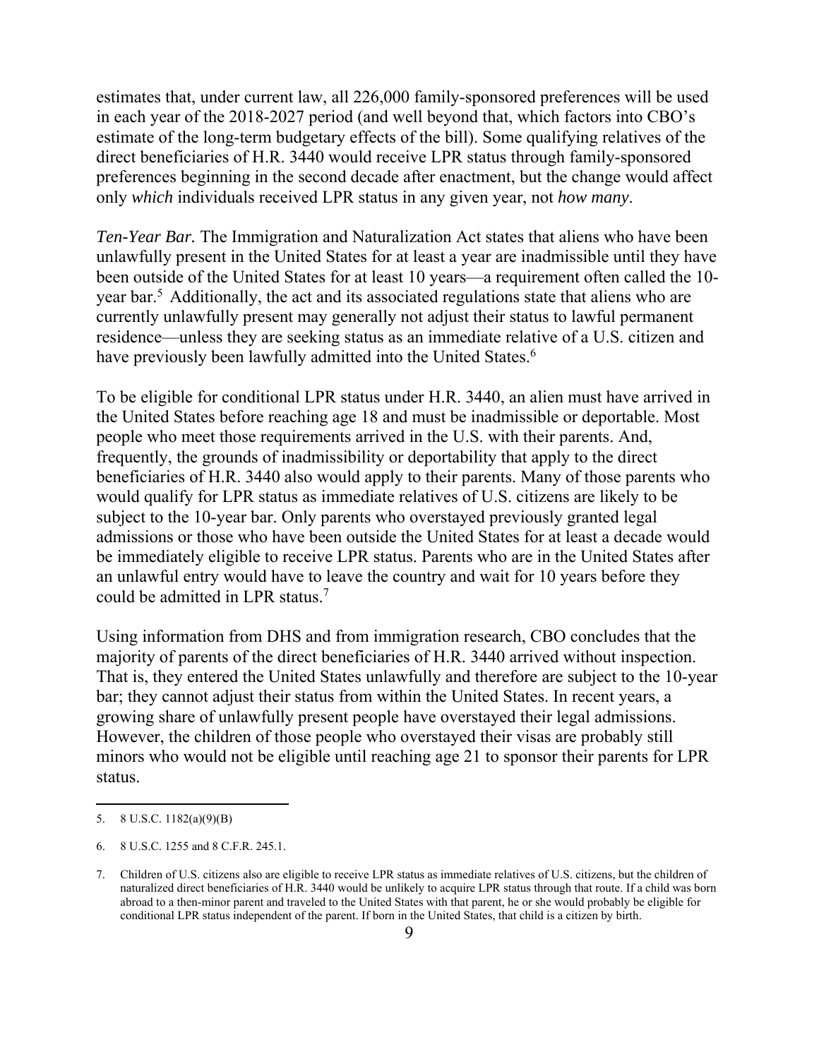estimates that, under current law, all 226,000 family-sponsored preferences will be used in each year of the 2018-2027 period (and well beyond that, which factors into CBO's estimate of the long-term budgetary effects of the bill). Some qualifying relatives of the direct beneficiaries of H.R. 3440 would receive LPR status through family-sponsored preferences beginning in the second decade after enactment, but the change would affect only *which* individuals received LPR status in any given year, not *how many*.

*Ten-Year Bar.* The Immigration and Naturalization Act states that aliens who have been unlawfully present in the United States for at least a year are inadmissible until they have been outside of the United States for at least 10 years—a requirement often called the 10-year bar.[5] Additionally, the act and its associated regulations state that aliens who are currently unlawfully present may generally not adjust their status to lawful permanent residence—unless they are seeking status as an immediate relative of a U.S. citizen and have previously been lawfully admitted into the United States.[6]

To be eligible for conditional LPR status under H.R. 3440, an alien must have arrived in the United States before reaching age 18 and must be inadmissible or deportable. Most people who meet those requirements arrived in the U.S. with their parents. And, frequently, the grounds of inadmissibility or deportability that apply to the direct beneficiaries of H.R. 3440 also would apply to their parents. Many of those parents who would qualify for LPR status as immediate relatives of U.S. citizens are likely to be subject to the 10-year bar. Only parents who overstayed previously granted legal admissions or those who have been outside the United States for at least a decade would be immediately eligible to receive LPR status. Parents who are in the United States after an unlawful entry would have to leave the country and wait for 10 years before they could be admitted in LPR status.[7]

Using information from DHS and from immigration research, CBO concludes that the majority of parents of the direct beneficiaries of H.R. 3440 arrived without inspection. That is, they entered the United States unlawfully and therefore are subject to the 10-year bar; they cannot adjust their status from within the United States. In recent years, a growing share of unlawfully present people have overstayed their legal admissions. However, the children of those people who overstayed their visas are probably still minors who would not be eligible until reaching age 21 to sponsor their parents for LPR status.

---

5. 8 U.S.C. 1182(a)(9)(B)

6. 8 U.S.C. 1255 and 8 C.F.R. 245.1.

7. Children of U.S. citizens also are eligible to receive LPR status as immediate relatives of U.S. citizens, but the children of naturalized direct beneficiaries of H.R. 3440 would be unlikely to acquire LPR status through that route. If a child was born abroad to a then-minor parent and traveled to the United States with that parent, he or she would probably be eligible for conditional LPR status independent of the parent. If born in the United States, that child is a citizen by birth.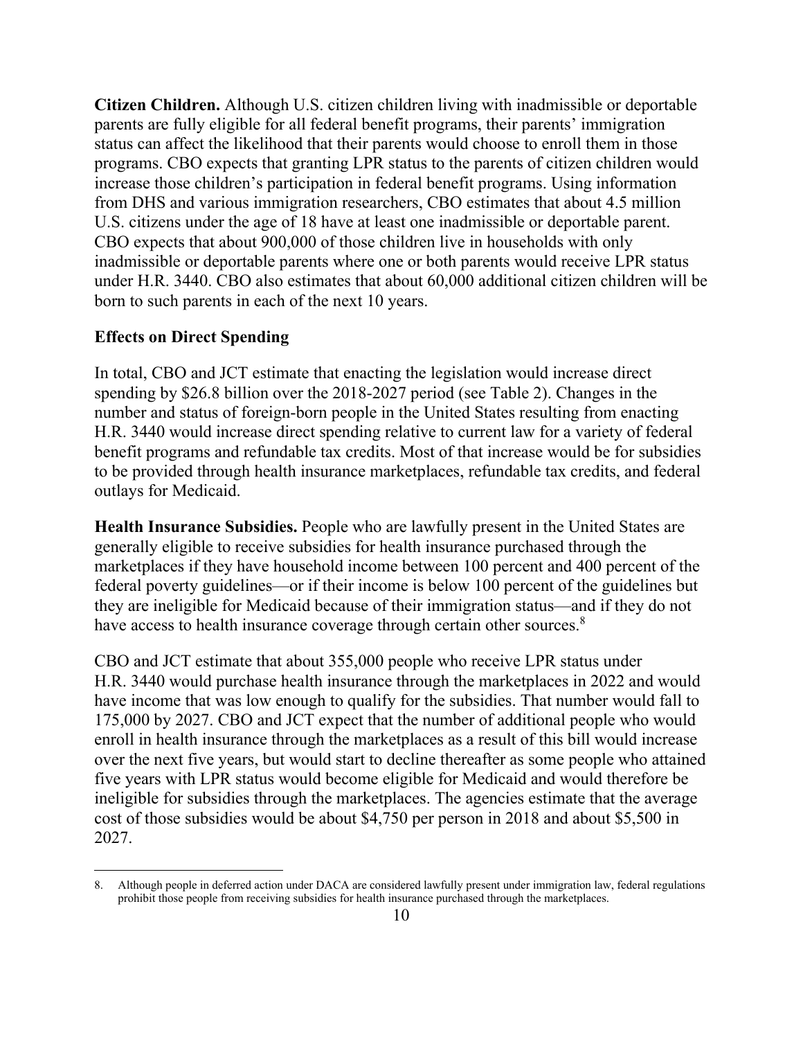**Citizen Children.** Although U.S. citizen children living with inadmissible or deportable parents are fully eligible for all federal benefit programs, their parents' immigration status can affect the likelihood that their parents would choose to enroll them in those programs. CBO expects that granting LPR status to the parents of citizen children would increase those children's participation in federal benefit programs. Using information from DHS and various immigration researchers, CBO estimates that about 4.5 million U.S. citizens under the age of 18 have at least one inadmissible or deportable parent. CBO expects that about 900,000 of those children live in households with only inadmissible or deportable parents where one or both parents would receive LPR status under H.R. 3440. CBO also estimates that about 60,000 additional citizen children will be born to such parents in each of the next 10 years.

**Effects on Direct Spending**

In total, CBO and JCT estimate that enacting the legislation would increase direct spending by $26.8 billion over the 2018-2027 period (see Table 2). Changes in the number and status of foreign-born people in the United States resulting from enacting H.R. 3440 would increase direct spending relative to current law for a variety of federal benefit programs and refundable tax credits. Most of that increase would be for subsidies to be provided through health insurance marketplaces, refundable tax credits, and federal outlays for Medicaid.

**Health Insurance Subsidies.** People who are lawfully present in the United States are generally eligible to receive subsidies for health insurance purchased through the marketplaces if they have household income between 100 percent and 400 percent of the federal poverty guidelines—or if their income is below 100 percent of the guidelines but they are ineligible for Medicaid because of their immigration status—and if they do not have access to health insurance coverage through certain other sources.[8]

CBO and JCT estimate that about 355,000 people who receive LPR status under H.R. 3440 would purchase health insurance through the marketplaces in 2022 and would have income that was low enough to qualify for the subsidies. That number would fall to 175,000 by 2027. CBO and JCT expect that the number of additional people who would enroll in health insurance through the marketplaces as a result of this bill would increase over the next five years, but would start to decline thereafter as some people who attained five years with LPR status would become eligible for Medicaid and would therefore be ineligible for subsidies through the marketplaces. The agencies estimate that the average cost of those subsidies would be about $4,750 per person in 2018 and about $5,500 in 2027.

8. Although people in deferred action under DACA are considered lawfully present under immigration law, federal regulations prohibit those people from receiving subsidies for health insurance purchased through the marketplaces.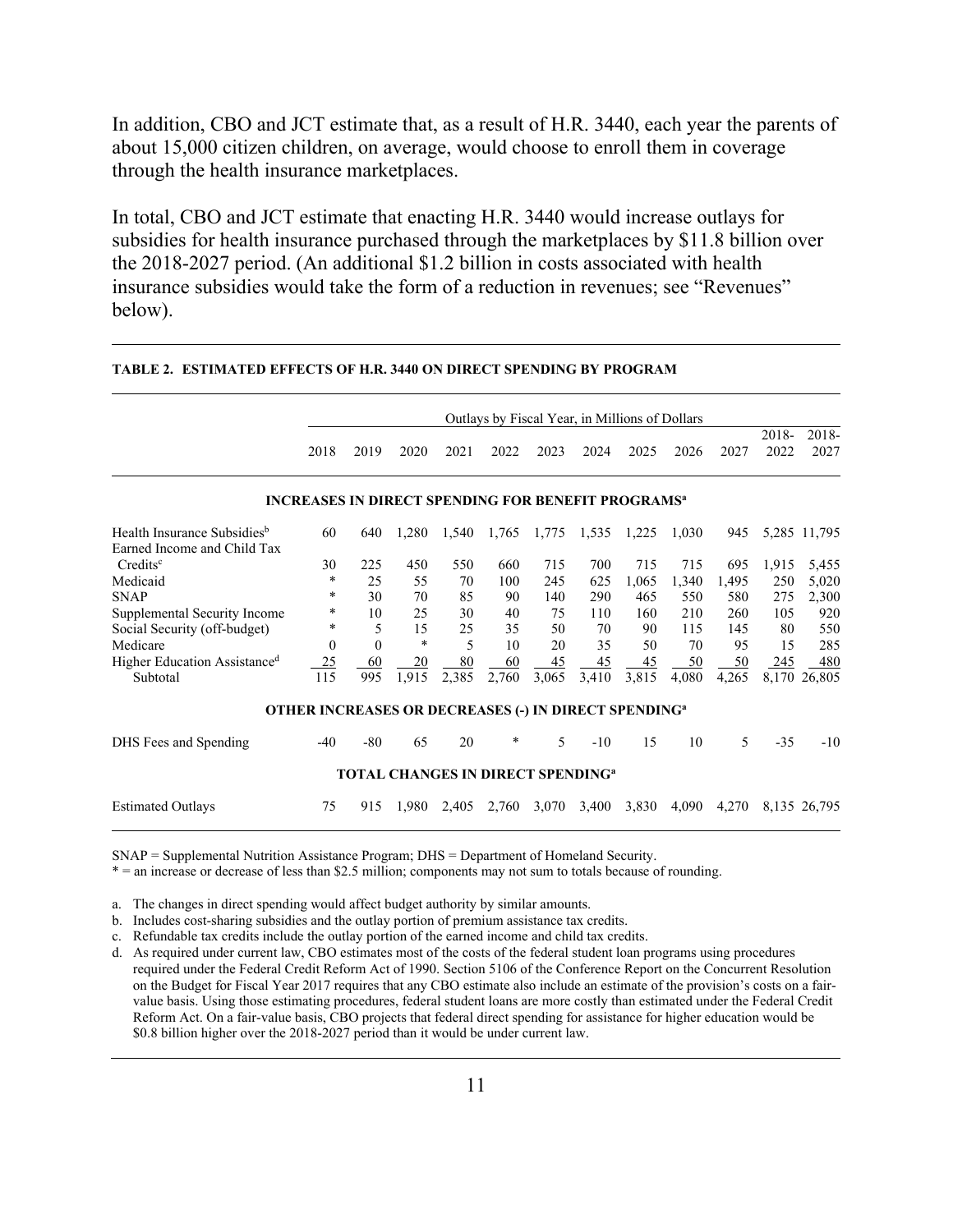In addition, CBO and JCT estimate that, as a result of H.R. 3440, each year the parents of about 15,000 citizen children, on average, would choose to enroll them in coverage through the health insurance marketplaces.

In total, CBO and JCT estimate that enacting H.R. 3440 would increase outlays for subsidies for health insurance purchased through the marketplaces by $11.8 billion over the 2018-2027 period. (An additional $1.2 billion in costs associated with health insurance subsidies would take the form of a reduction in revenues; see “Revenues” below).

**TABLE 2. ESTIMATED EFFECTS OF H.R. 3440 ON DIRECT SPENDING BY PROGRAM**

| | Outlays by Fiscal Year, in Millions of Dollars | | | | | | | | | | | |
|---|---|---|---|---|---|---|---|---|---|---|---|---|
| | 2018 | 2019 | 2020 | 2021 | 2022 | 2023 | 2024 | 2025 | 2026 | 2027 | 2018-2022 | 2018-2027 |
| **INCREASES IN DIRECT SPENDING FOR BENEFIT PROGRAMS[a]** | | | | | | | | | | | | |
| Health Insurance Subsidies[b] | 60 | 640 | 1,280 | 1,540 | 1,765 | 1,775 | 1,535 | 1,225 | 1,030 | 945 | 5,285 | 11,795 |
| Earned Income and Child Tax Credits[c] | 30 | 225 | 450 | 550 | 660 | 715 | 700 | 715 | 715 | 695 | 1,915 | 5,455 |
| Medicaid | * | 25 | 55 | 70 | 100 | 245 | 625 | 1,065 | 1,340 | 1,495 | 250 | 5,020 |
| SNAP | * | 30 | 70 | 85 | 90 | 140 | 290 | 465 | 550 | 580 | 275 | 2,300 |
| Supplemental Security Income | * | 10 | 25 | 30 | 40 | 75 | 110 | 160 | 210 | 260 | 105 | 920 |
| Social Security (off-budget) | * | 5 | 15 | 25 | 35 | 50 | 70 | 90 | 115 | 145 | 80 | 550 |
| Medicare | 0 | 0 | * | 5 | 10 | 20 | 35 | 50 | 70 | 95 | 15 | 285 |
| Higher Education Assistance[d] | 25 | 60 | 20 | 80 | 60 | 45 | 45 | 45 | 50 | 50 | 245 | 480 |
| Subtotal | 115 | 995 | 1,915 | 2,385 | 2,760 | 3,065 | 3,410 | 3,815 | 4,080 | 4,265 | 8,170 | 26,805 |
| **OTHER INCREASES OR DECREASES (-) IN DIRECT SPENDING[a]** | | | | | | | | | | | | |
| DHS Fees and Spending | -40 | -80 | 65 | 20 | * | 5 | -10 | 15 | 10 | 5 | -35 | -10 |
| **TOTAL CHANGES IN DIRECT SPENDING[a]** | | | | | | | | | | | | |
| Estimated Outlays | 75 | 915 | 1,980 | 2,405 | 2,760 | 3,070 | 3,400 | 3,830 | 4,090 | 4,270 | 8,135 | 26,795 |

SNAP = Supplemental Nutrition Assistance Program; DHS = Department of Homeland Security.

* = an increase or decrease of less than $2.5 million; components may not sum to totals because of rounding.

a. The changes in direct spending would affect budget authority by similar amounts.

b. Includes cost-sharing subsidies and the outlay portion of premium assistance tax credits.

c. Refundable tax credits include the outlay portion of the earned income and child tax credits.

d. As required under current law, CBO estimates most of the costs of the federal student loan programs using procedures required under the Federal Credit Reform Act of 1990. Section 5106 of the Conference Report on the Concurrent Resolution on the Budget for Fiscal Year 2017 requires that any CBO estimate also include an estimate of the provision’s costs on a fair-value basis. Using those estimating procedures, federal student loans are more costly than estimated under the Federal Credit Reform Act. On a fair-value basis, CBO projects that federal direct spending for assistance for higher education would be $0.8 billion higher over the 2018-2027 period than it would be under current law.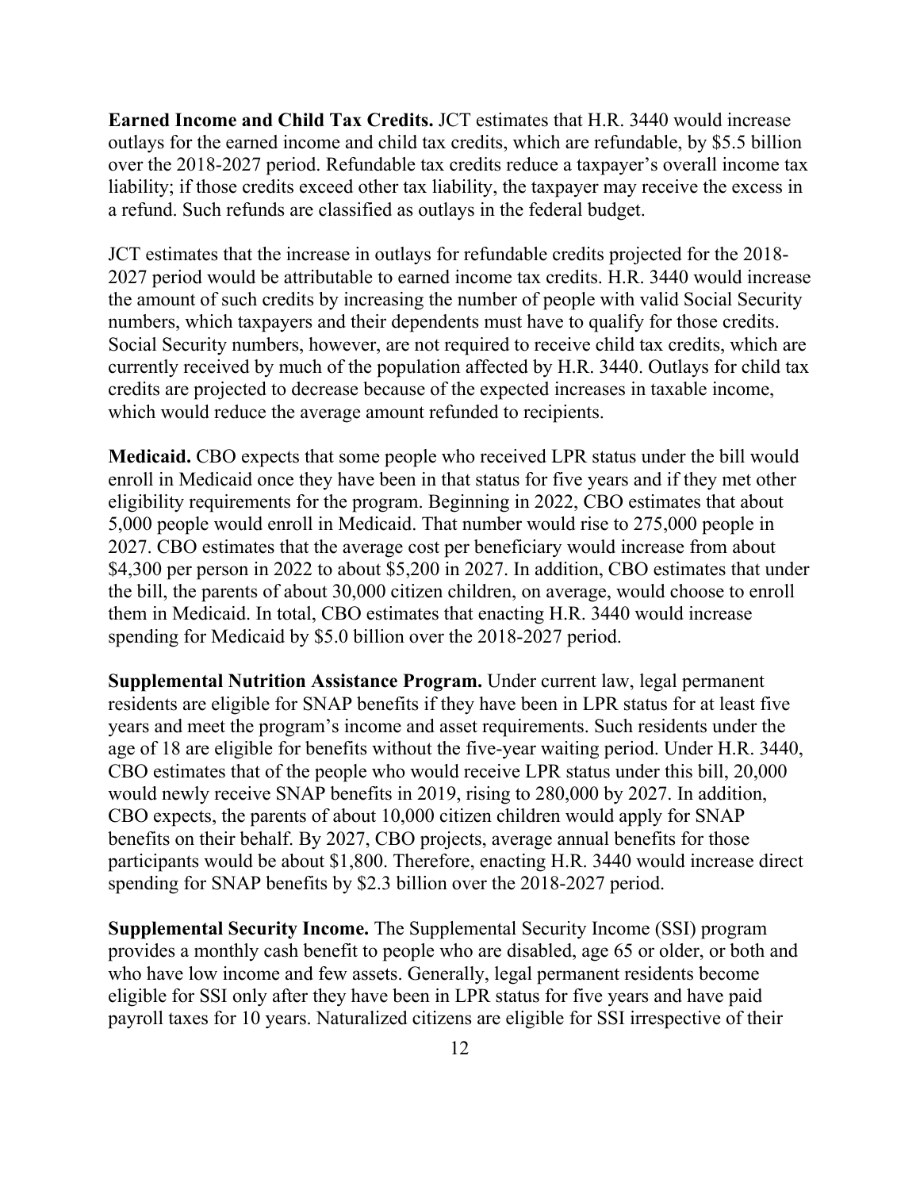**Earned Income and Child Tax Credits.** JCT estimates that H.R. 3440 would increase outlays for the earned income and child tax credits, which are refundable, by $5.5 billion over the 2018-2027 period. Refundable tax credits reduce a taxpayer's overall income tax liability; if those credits exceed other tax liability, the taxpayer may receive the excess in a refund. Such refunds are classified as outlays in the federal budget.

JCT estimates that the increase in outlays for refundable credits projected for the 2018-2027 period would be attributable to earned income tax credits. H.R. 3440 would increase the amount of such credits by increasing the number of people with valid Social Security numbers, which taxpayers and their dependents must have to qualify for those credits. Social Security numbers, however, are not required to receive child tax credits, which are currently received by much of the population affected by H.R. 3440. Outlays for child tax credits are projected to decrease because of the expected increases in taxable income, which would reduce the average amount refunded to recipients.

**Medicaid.** CBO expects that some people who received LPR status under the bill would enroll in Medicaid once they have been in that status for five years and if they met other eligibility requirements for the program. Beginning in 2022, CBO estimates that about 5,000 people would enroll in Medicaid. That number would rise to 275,000 people in 2027. CBO estimates that the average cost per beneficiary would increase from about $4,300 per person in 2022 to about $5,200 in 2027. In addition, CBO estimates that under the bill, the parents of about 30,000 citizen children, on average, would choose to enroll them in Medicaid. In total, CBO estimates that enacting H.R. 3440 would increase spending for Medicaid by $5.0 billion over the 2018-2027 period.

**Supplemental Nutrition Assistance Program.** Under current law, legal permanent residents are eligible for SNAP benefits if they have been in LPR status for at least five years and meet the program's income and asset requirements. Such residents under the age of 18 are eligible for benefits without the five-year waiting period. Under H.R. 3440, CBO estimates that of the people who would receive LPR status under this bill, 20,000 would newly receive SNAP benefits in 2019, rising to 280,000 by 2027. In addition, CBO expects, the parents of about 10,000 citizen children would apply for SNAP benefits on their behalf. By 2027, CBO projects, average annual benefits for those participants would be about $1,800. Therefore, enacting H.R. 3440 would increase direct spending for SNAP benefits by $2.3 billion over the 2018-2027 period.

**Supplemental Security Income.** The Supplemental Security Income (SSI) program provides a monthly cash benefit to people who are disabled, age 65 or older, or both and who have low income and few assets. Generally, legal permanent residents become eligible for SSI only after they have been in LPR status for five years and have paid payroll taxes for 10 years. Naturalized citizens are eligible for SSI irrespective of their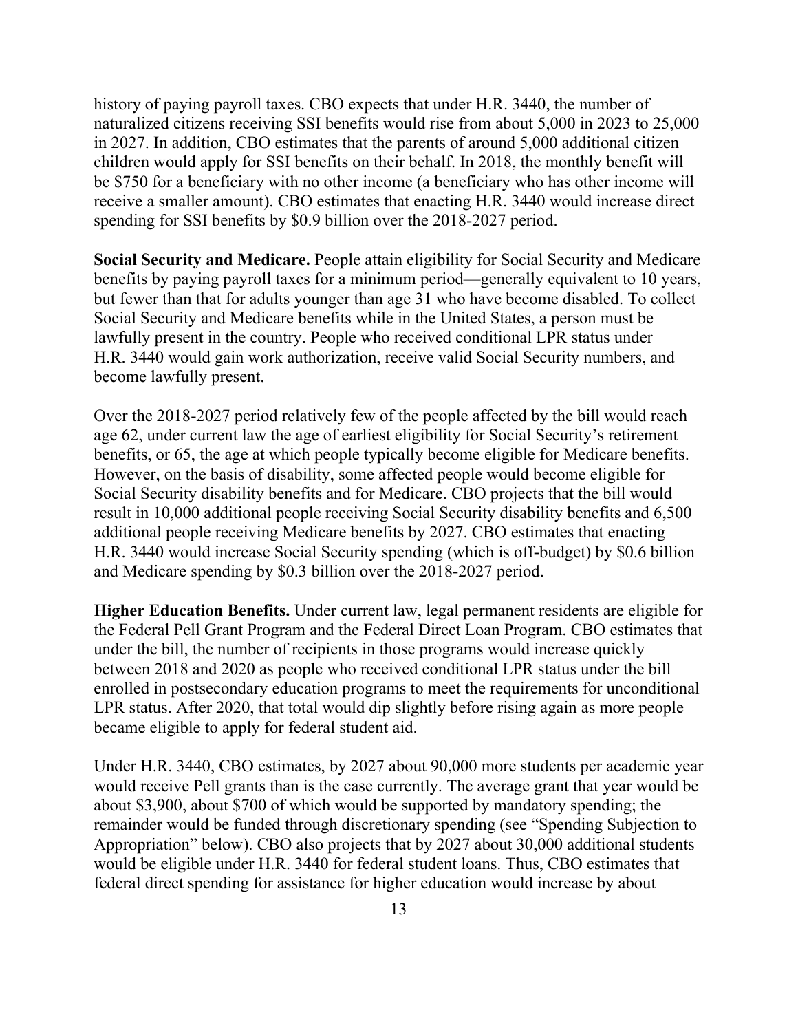history of paying payroll taxes. CBO expects that under H.R. 3440, the number of naturalized citizens receiving SSI benefits would rise from about 5,000 in 2023 to 25,000 in 2027. In addition, CBO estimates that the parents of around 5,000 additional citizen children would apply for SSI benefits on their behalf. In 2018, the monthly benefit will be $750 for a beneficiary with no other income (a beneficiary who has other income will receive a smaller amount). CBO estimates that enacting H.R. 3440 would increase direct spending for SSI benefits by $0.9 billion over the 2018-2027 period.

**Social Security and Medicare.** People attain eligibility for Social Security and Medicare benefits by paying payroll taxes for a minimum period—generally equivalent to 10 years, but fewer than that for adults younger than age 31 who have become disabled. To collect Social Security and Medicare benefits while in the United States, a person must be lawfully present in the country. People who received conditional LPR status under H.R. 3440 would gain work authorization, receive valid Social Security numbers, and become lawfully present.

Over the 2018-2027 period relatively few of the people affected by the bill would reach age 62, under current law the age of earliest eligibility for Social Security's retirement benefits, or 65, the age at which people typically become eligible for Medicare benefits. However, on the basis of disability, some affected people would become eligible for Social Security disability benefits and for Medicare. CBO projects that the bill would result in 10,000 additional people receiving Social Security disability benefits and 6,500 additional people receiving Medicare benefits by 2027. CBO estimates that enacting H.R. 3440 would increase Social Security spending (which is off-budget) by $0.6 billion and Medicare spending by $0.3 billion over the 2018-2027 period.

**Higher Education Benefits.** Under current law, legal permanent residents are eligible for the Federal Pell Grant Program and the Federal Direct Loan Program. CBO estimates that under the bill, the number of recipients in those programs would increase quickly between 2018 and 2020 as people who received conditional LPR status under the bill enrolled in postsecondary education programs to meet the requirements for unconditional LPR status. After 2020, that total would dip slightly before rising again as more people became eligible to apply for federal student aid.

Under H.R. 3440, CBO estimates, by 2027 about 90,000 more students per academic year would receive Pell grants than is the case currently. The average grant that year would be about $3,900, about $700 of which would be supported by mandatory spending; the remainder would be funded through discretionary spending (see "Spending Subjection to Appropriation" below). CBO also projects that by 2027 about 30,000 additional students would be eligible under H.R. 3440 for federal student loans. Thus, CBO estimates that federal direct spending for assistance for higher education would increase by about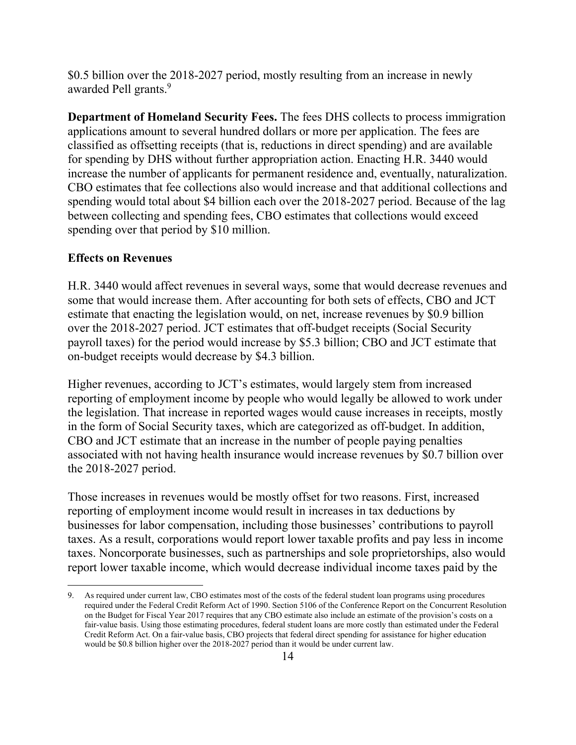$0.5 billion over the 2018-2027 period, mostly resulting from an increase in newly awarded Pell grants.[9]

**Department of Homeland Security Fees.** The fees DHS collects to process immigration applications amount to several hundred dollars or more per application. The fees are classified as offsetting receipts (that is, reductions in direct spending) and are available for spending by DHS without further appropriation action. Enacting H.R. 3440 would increase the number of applicants for permanent residence and, eventually, naturalization. CBO estimates that fee collections also would increase and that additional collections and spending would total about $4 billion each over the 2018-2027 period. Because of the lag between collecting and spending fees, CBO estimates that collections would exceed spending over that period by $10 million.

**Effects on Revenues**

H.R. 3440 would affect revenues in several ways, some that would decrease revenues and some that would increase them. After accounting for both sets of effects, CBO and JCT estimate that enacting the legislation would, on net, increase revenues by $0.9 billion over the 2018-2027 period. JCT estimates that off-budget receipts (Social Security payroll taxes) for the period would increase by $5.3 billion; CBO and JCT estimate that on-budget receipts would decrease by $4.3 billion.

Higher revenues, according to JCT's estimates, would largely stem from increased reporting of employment income by people who would legally be allowed to work under the legislation. That increase in reported wages would cause increases in receipts, mostly in the form of Social Security taxes, which are categorized as off-budget. In addition, CBO and JCT estimate that an increase in the number of people paying penalties associated with not having health insurance would increase revenues by $0.7 billion over the 2018-2027 period.

Those increases in revenues would be mostly offset for two reasons. First, increased reporting of employment income would result in increases in tax deductions by businesses for labor compensation, including those businesses' contributions to payroll taxes. As a result, corporations would report lower taxable profits and pay less in income taxes. Noncorporate businesses, such as partnerships and sole proprietorships, also would report lower taxable income, which would decrease individual income taxes paid by the

9. As required under current law, CBO estimates most of the costs of the federal student loan programs using procedures required under the Federal Credit Reform Act of 1990. Section 5106 of the Conference Report on the Concurrent Resolution on the Budget for Fiscal Year 2017 requires that any CBO estimate also include an estimate of the provision's costs on a fair-value basis. Using those estimating procedures, federal student loans are more costly than estimated under the Federal Credit Reform Act. On a fair-value basis, CBO projects that federal direct spending for assistance for higher education would be $0.8 billion higher over the 2018-2027 period than it would be under current law.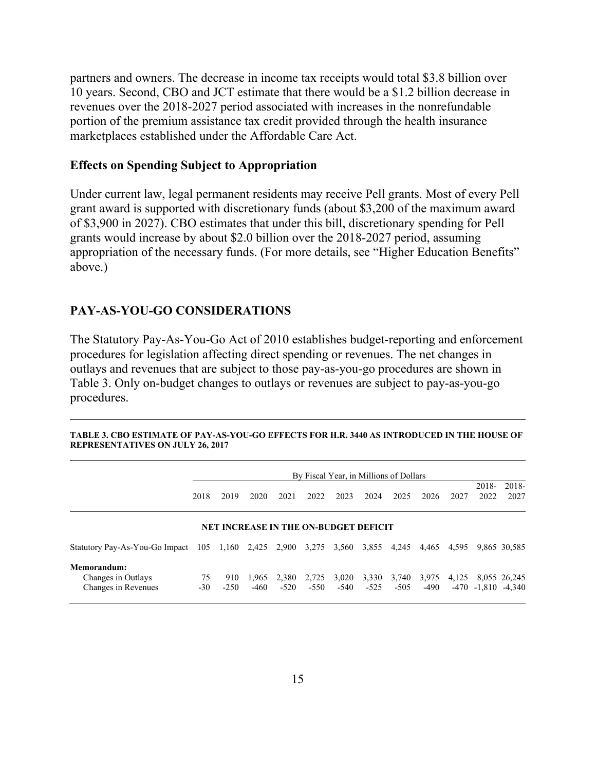partners and owners. The decrease in income tax receipts would total $3.8 billion over 10 years. Second, CBO and JCT estimate that there would be a $1.2 billion decrease in revenues over the 2018-2027 period associated with increases in the nonrefundable portion of the premium assistance tax credit provided through the health insurance marketplaces established under the Affordable Care Act.

### Effects on Spending Subject to Appropriation

Under current law, legal permanent residents may receive Pell grants. Most of every Pell grant award is supported with discretionary funds (about $3,200 of the maximum award of $3,900 in 2027). CBO estimates that under this bill, discretionary spending for Pell grants would increase by about $2.0 billion over the 2018-2027 period, assuming appropriation of the necessary funds. (For more details, see "Higher Education Benefits" above.)

## PAY-AS-YOU-GO CONSIDERATIONS

The Statutory Pay-As-You-Go Act of 2010 establishes budget-reporting and enforcement procedures for legislation affecting direct spending or revenues. The net changes in outlays and revenues that are subject to those pay-as-you-go procedures are shown in Table 3. Only on-budget changes to outlays or revenues are subject to pay-as-you-go procedures.

**TABLE 3. CBO ESTIMATE OF PAY-AS-YOU-GO EFFECTS FOR H.R. 3440 AS INTRODUCED IN THE HOUSE OF REPRESENTATIVES ON JULY 26, 2017**

| | By Fiscal Year, in Millions of Dollars | | | | | | | | | | | |
|---|---|---|---|---|---|---|---|---|---|---|---|---|
| | 2018 | 2019 | 2020 | 2021 | 2022 | 2023 | 2024 | 2025 | 2026 | 2027 | 2018-2022 | 2018-2027 |
| **NET INCREASE IN THE ON-BUDGET DEFICIT** | | | | | | | | | | | | |
| Statutory Pay-As-You-Go Impact | 105 | 1,160 | 2,425 | 2,900 | 3,275 | 3,560 | 3,855 | 4,245 | 4,465 | 4,595 | 9,865 | 30,585 |
| **Memorandum:** | | | | | | | | | | | | |
| Changes in Outlays | 75 | 910 | 1,965 | 2,380 | 2,725 | 3,020 | 3,330 | 3,740 | 3,975 | 4,125 | 8,055 | 26,245 |
| Changes in Revenues | -30 | -250 | -460 | -520 | -550 | -540 | -525 | -505 | -490 | -470 | -1,810 | -4,340 |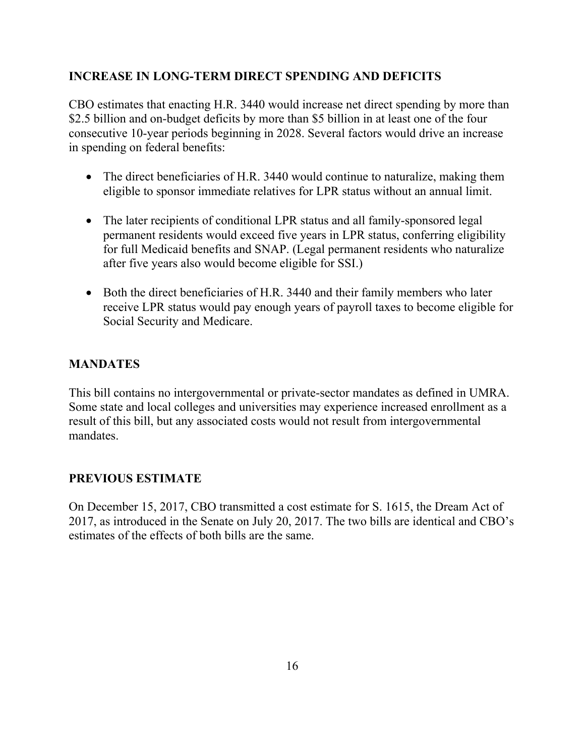## INCREASE IN LONG-TERM DIRECT SPENDING AND DEFICITS

CBO estimates that enacting H.R. 3440 would increase net direct spending by more than $2.5 billion and on-budget deficits by more than $5 billion in at least one of the four consecutive 10-year periods beginning in 2028. Several factors would drive an increase in spending on federal benefits:

- The direct beneficiaries of H.R. 3440 would continue to naturalize, making them eligible to sponsor immediate relatives for LPR status without an annual limit.

- The later recipients of conditional LPR status and all family-sponsored legal permanent residents would exceed five years in LPR status, conferring eligibility for full Medicaid benefits and SNAP. (Legal permanent residents who naturalize after five years also would become eligible for SSI.)

- Both the direct beneficiaries of H.R. 3440 and their family members who later receive LPR status would pay enough years of payroll taxes to become eligible for Social Security and Medicare.

## MANDATES

This bill contains no intergovernmental or private-sector mandates as defined in UMRA. Some state and local colleges and universities may experience increased enrollment as a result of this bill, but any associated costs would not result from intergovernmental mandates.

## PREVIOUS ESTIMATE

On December 15, 2017, CBO transmitted a cost estimate for S. 1615, the Dream Act of 2017, as introduced in the Senate on July 20, 2017. The two bills are identical and CBO's estimates of the effects of both bills are the same.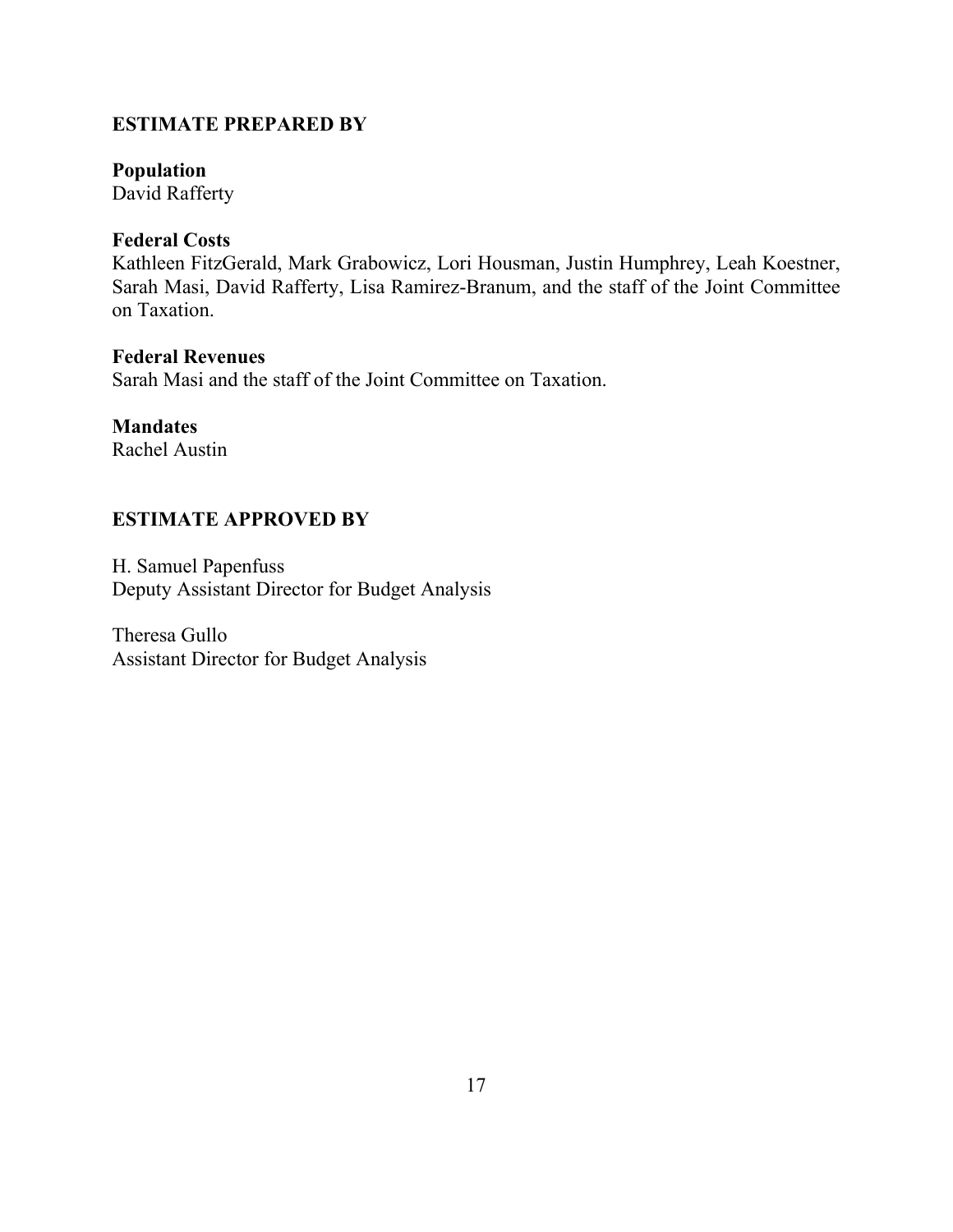## ESTIMATE PREPARED BY

**Population**
David Rafferty

**Federal Costs**
Kathleen FitzGerald, Mark Grabowicz, Lori Housman, Justin Humphrey, Leah Koestner, Sarah Masi, David Rafferty, Lisa Ramirez-Branum, and the staff of the Joint Committee on Taxation.

**Federal Revenues**
Sarah Masi and the staff of the Joint Committee on Taxation.

**Mandates**
Rachel Austin

## ESTIMATE APPROVED BY

H. Samuel Papenfuss
Deputy Assistant Director for Budget Analysis

Theresa Gullo
Assistant Director for Budget Analysis